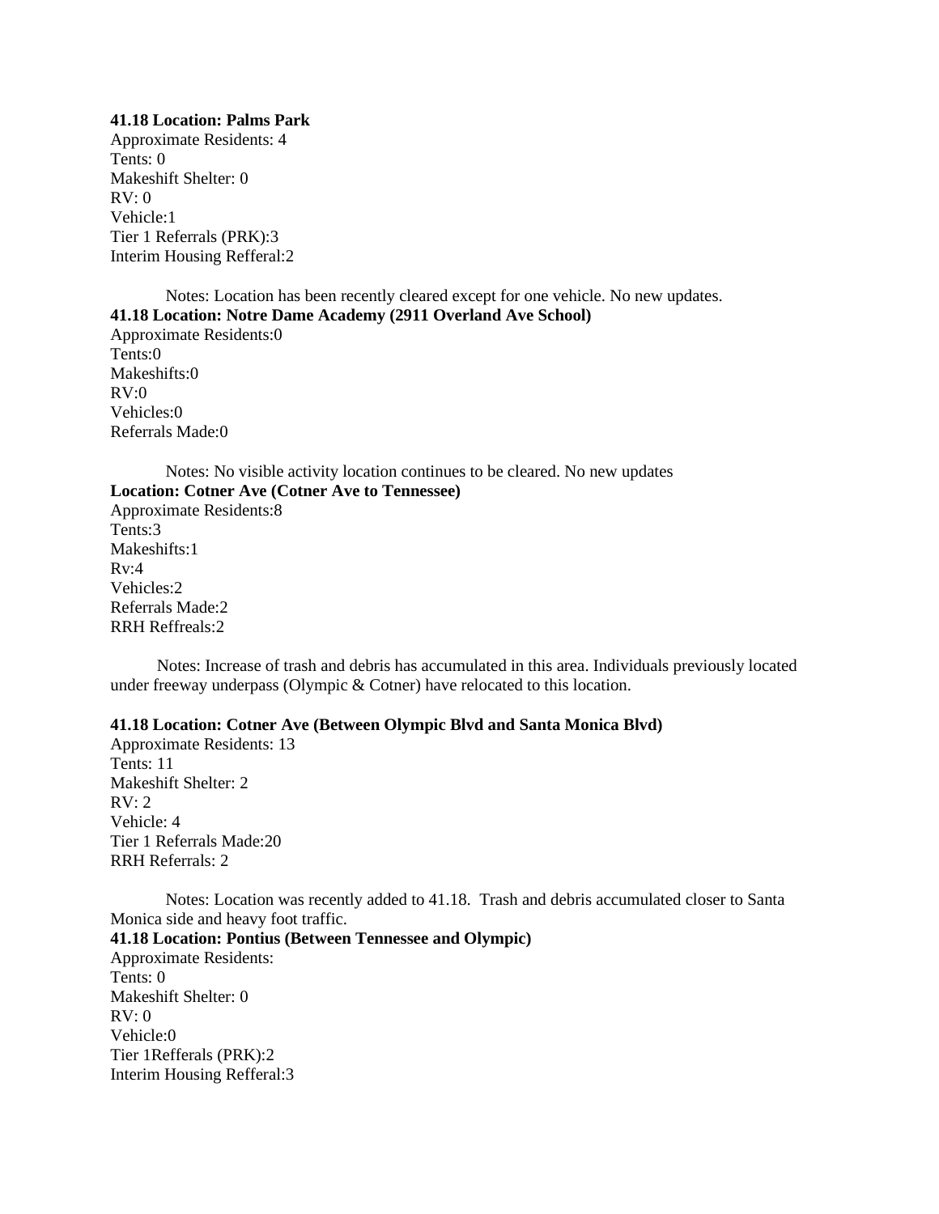**41.18 Location: Palms Park**
Approximate Residents: 4
Tents: 0
Makeshift Shelter: 0
RV: 0
Vehicle:1
Tier 1 Referrals (PRK):3
Interim Housing Refferal:2

Notes: Location has been recently cleared except for one vehicle. No new updates.

**41.18 Location: Notre Dame Academy (2911 Overland Ave School)**
Approximate Residents:0
Tents:0
Makeshifts:0
RV:0
Vehicles:0
Referrals Made:0

Notes: No visible activity location continues to be cleared. No new updates

**Location: Cotner Ave (Cotner Ave to Tennessee)**
Approximate Residents:8
Tents:3
Makeshifts:1
Rv:4
Vehicles:2
Referrals Made:2
RRH Reffreals:2

Notes: Increase of trash and debris has accumulated in this area. Individuals previously located under freeway underpass (Olympic & Cotner) have relocated to this location.

**41.18 Location: Cotner Ave (Between Olympic Blvd and Santa Monica Blvd)**
Approximate Residents: 13
Tents: 11
Makeshift Shelter: 2
RV: 2
Vehicle: 4
Tier 1 Referrals Made:20
RRH Referrals: 2

Notes: Location was recently added to 41.18. Trash and debris accumulated closer to Santa Monica side and heavy foot traffic.

**41.18 Location: Pontius (Between Tennessee and Olympic)**
Approximate Residents:
Tents: 0
Makeshift Shelter: 0
RV: 0
Vehicle:0
Tier 1Refferals (PRK):2
Interim Housing Refferal:3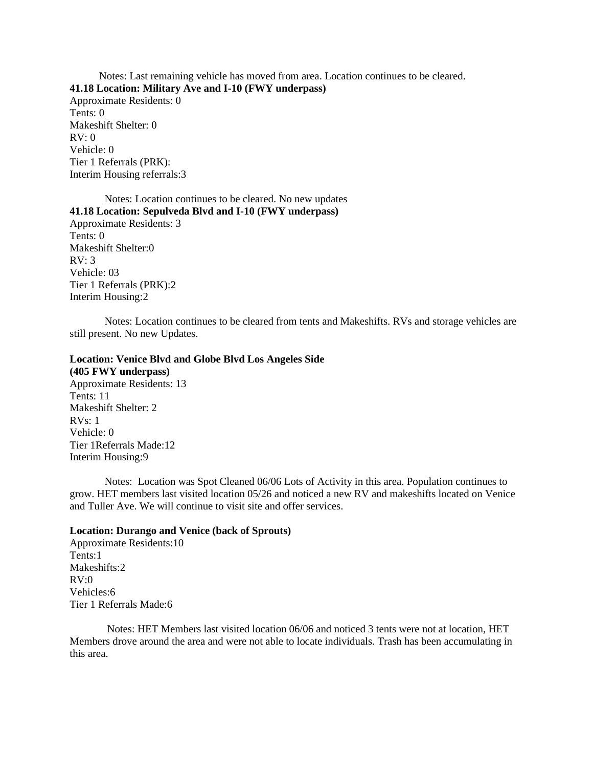Notes: Last remaining vehicle has moved from area. Location continues to be cleared.

**41.18 Location: Military Ave and I-10 (FWY underpass)**

Approximate Residents: 0
Tents: 0
Makeshift Shelter: 0
RV: 0
Vehicle: 0
Tier 1 Referrals (PRK):
Interim Housing referrals:3

Notes: Location continues to be cleared. No new updates

**41.18 Location: Sepulveda Blvd and I-10 (FWY underpass)**

Approximate Residents: 3
Tents: 0
Makeshift Shelter:0
RV: 3
Vehicle: 03
Tier 1 Referrals (PRK):2
Interim Housing:2

Notes: Location continues to be cleared from tents and Makeshifts. RVs and storage vehicles are still present. No new Updates.

**Location: Venice Blvd and Globe Blvd Los Angeles Side (405 FWY underpass)**

Approximate Residents: 13
Tents: 11
Makeshift Shelter: 2
RVs: 1
Vehicle: 0
Tier 1Referrals Made:12
Interim Housing:9

Notes: Location was Spot Cleaned 06/06 Lots of Activity in this area. Population continues to grow. HET members last visited location 05/26 and noticed a new RV and makeshifts located on Venice and Tuller Ave. We will continue to visit site and offer services.

**Location: Durango and Venice (back of Sprouts)**

Approximate Residents:10
Tents:1
Makeshifts:2
RV:0
Vehicles:6
Tier 1 Referrals Made:6

Notes: HET Members last visited location 06/06 and noticed 3 tents were not at location, HET Members drove around the area and were not able to locate individuals. Trash has been accumulating in this area.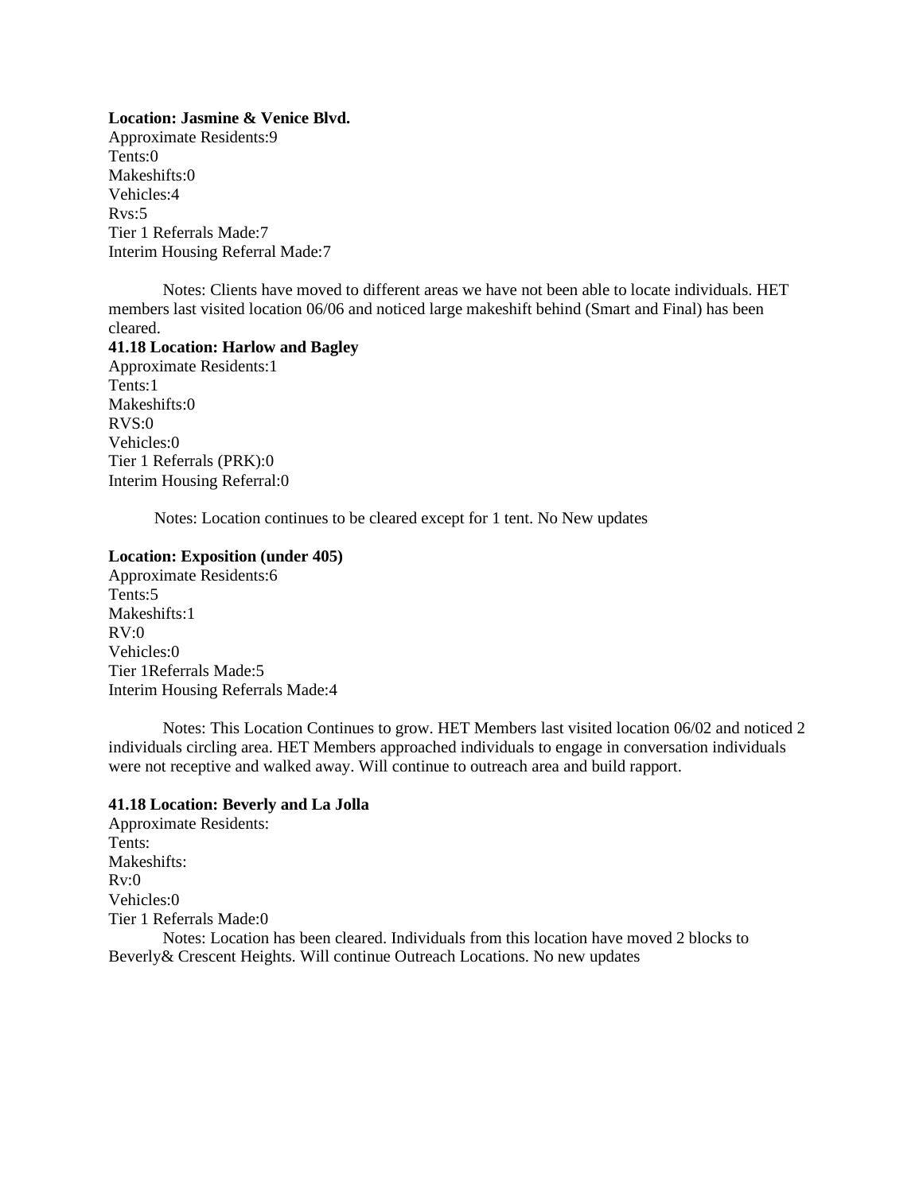**Location: Jasmine & Venice Blvd.**
Approximate Residents:9
Tents:0
Makeshifts:0
Vehicles:4
Rvs:5
Tier 1 Referrals Made:7
Interim Housing Referral Made:7

Notes: Clients have moved to different areas we have not been able to locate individuals. HET members last visited location 06/06 and noticed large makeshift behind (Smart and Final) has been cleared.

**41.18 Location: Harlow and Bagley**
Approximate Residents:1
Tents:1
Makeshifts:0
RVS:0
Vehicles:0
Tier 1 Referrals (PRK):0
Interim Housing Referral:0

Notes: Location continues to be cleared except for 1 tent. No New updates

**Location: Exposition (under 405)**
Approximate Residents:6
Tents:5
Makeshifts:1
RV:0
Vehicles:0
Tier 1Referrals Made:5
Interim Housing Referrals Made:4

Notes: This Location Continues to grow. HET Members last visited location 06/02 and noticed 2 individuals circling area. HET Members approached individuals to engage in conversation individuals were not receptive and walked away. Will continue to outreach area and build rapport.

**41.18 Location: Beverly and La Jolla**
Approximate Residents:
Tents:
Makeshifts:
Rv:0
Vehicles:0
Tier 1 Referrals Made:0

Notes: Location has been cleared. Individuals from this location have moved 2 blocks to Beverly& Crescent Heights. Will continue Outreach Locations. No new updates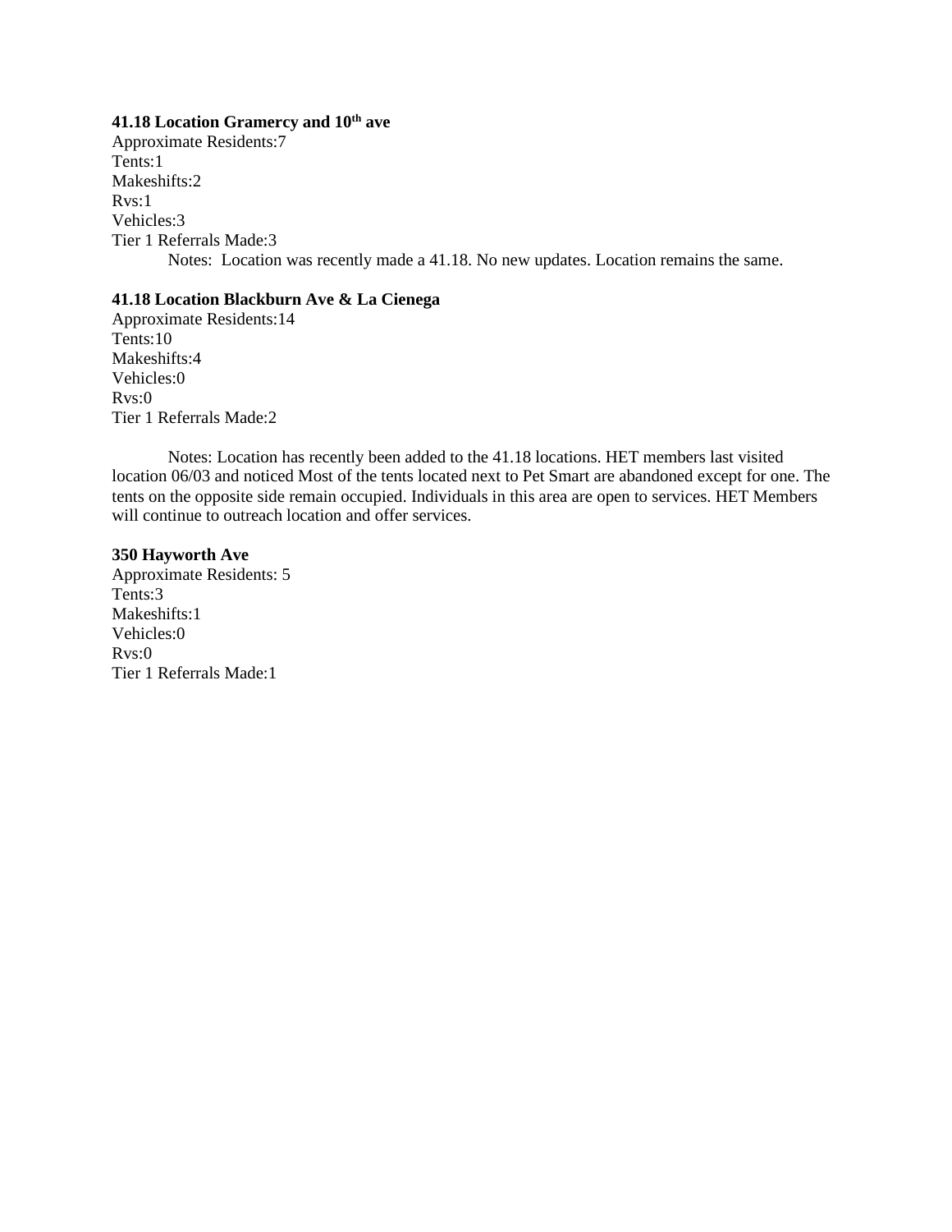**41.18 Location Gramercy and 10th ave**

Approximate Residents:7
Tents:1
Makeshifts:2
Rvs:1
Vehicles:3
Tier 1 Referrals Made:3

Notes: Location was recently made a 41.18. No new updates. Location remains the same.

**41.18 Location Blackburn Ave & La Cienega**

Approximate Residents:14
Tents:10
Makeshifts:4
Vehicles:0
Rvs:0
Tier 1 Referrals Made:2

Notes: Location has recently been added to the 41.18 locations. HET members last visited location 06/03 and noticed Most of the tents located next to Pet Smart are abandoned except for one. The tents on the opposite side remain occupied. Individuals in this area are open to services. HET Members will continue to outreach location and offer services.

**350 Hayworth Ave**

Approximate Residents: 5
Tents:3
Makeshifts:1
Vehicles:0
Rvs:0
Tier 1 Referrals Made:1